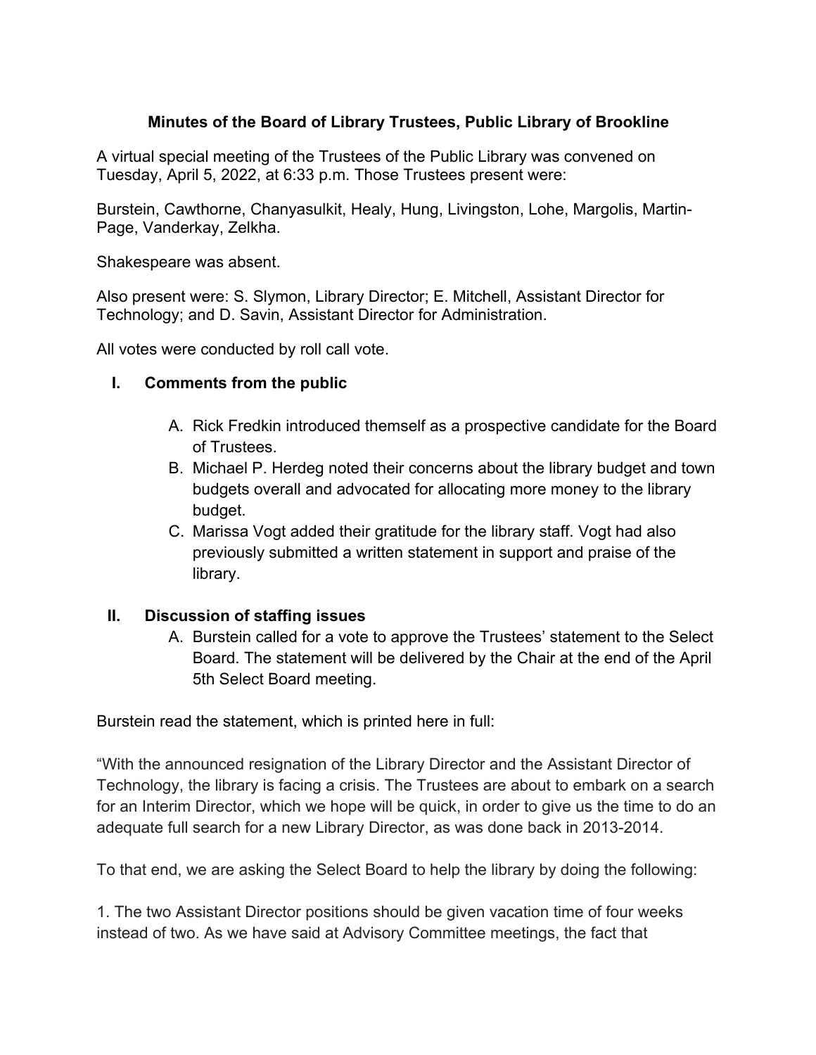**Minutes of the Board of Library Trustees, Public Library of Brookline**

A virtual special meeting of the Trustees of the Public Library was convened on Tuesday, April 5, 2022, at 6:33 p.m. Those Trustees present were:

Burstein, Cawthorne, Chanyasulkit, Healy, Hung, Livingston, Lohe, Margolis, Martin-Page, Vanderkay, Zelkha.

Shakespeare was absent.

Also present were: S. Slymon, Library Director; E. Mitchell, Assistant Director for Technology; and D. Savin, Assistant Director for Administration.

All votes were conducted by roll call vote.

## I. Comments from the public

A. Rick Fredkin introduced themself as a prospective candidate for the Board of Trustees.

B. Michael P. Herdeg noted their concerns about the library budget and town budgets overall and advocated for allocating more money to the library budget.

C. Marissa Vogt added their gratitude for the library staff. Vogt had also previously submitted a written statement in support and praise of the library.

## II. Discussion of staffing issues

A. Burstein called for a vote to approve the Trustees' statement to the Select Board. The statement will be delivered by the Chair at the end of the April 5th Select Board meeting.

Burstein read the statement, which is printed here in full:

"With the announced resignation of the Library Director and the Assistant Director of Technology, the library is facing a crisis. The Trustees are about to embark on a search for an Interim Director, which we hope will be quick, in order to give us the time to do an adequate full search for a new Library Director, as was done back in 2013-2014.

To that end, we are asking the Select Board to help the library by doing the following:

1. The two Assistant Director positions should be given vacation time of four weeks instead of two. As we have said at Advisory Committee meetings, the fact that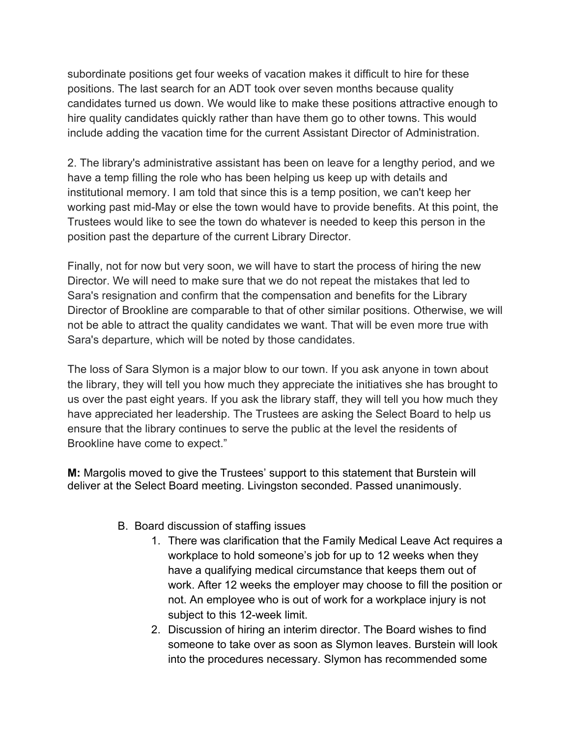subordinate positions get four weeks of vacation makes it difficult to hire for these positions. The last search for an ADT took over seven months because quality candidates turned us down. We would like to make these positions attractive enough to hire quality candidates quickly rather than have them go to other towns. This would include adding the vacation time for the current Assistant Director of Administration.

2. The library's administrative assistant has been on leave for a lengthy period, and we have a temp filling the role who has been helping us keep up with details and institutional memory. I am told that since this is a temp position, we can't keep her working past mid-May or else the town would have to provide benefits. At this point, the Trustees would like to see the town do whatever is needed to keep this person in the position past the departure of the current Library Director.

Finally, not for now but very soon, we will have to start the process of hiring the new Director. We will need to make sure that we do not repeat the mistakes that led to Sara's resignation and confirm that the compensation and benefits for the Library Director of Brookline are comparable to that of other similar positions. Otherwise, we will not be able to attract the quality candidates we want. That will be even more true with Sara's departure, which will be noted by those candidates.

The loss of Sara Slymon is a major blow to our town. If you ask anyone in town about the library, they will tell you how much they appreciate the initiatives she has brought to us over the past eight years. If you ask the library staff, they will tell you how much they have appreciated her leadership. The Trustees are asking the Select Board to help us ensure that the library continues to serve the public at the level the residents of Brookline have come to expect."

**M:** Margolis moved to give the Trustees' support to this statement that Burstein will deliver at the Select Board meeting. Livingston seconded. Passed unanimously.

B. Board discussion of staffing issues
   1. There was clarification that the Family Medical Leave Act requires a workplace to hold someone's job for up to 12 weeks when they have a qualifying medical circumstance that keeps them out of work. After 12 weeks the employer may choose to fill the position or not. An employee who is out of work for a workplace injury is not subject to this 12-week limit.
   2. Discussion of hiring an interim director. The Board wishes to find someone to take over as soon as Slymon leaves. Burstein will look into the procedures necessary. Slymon has recommended some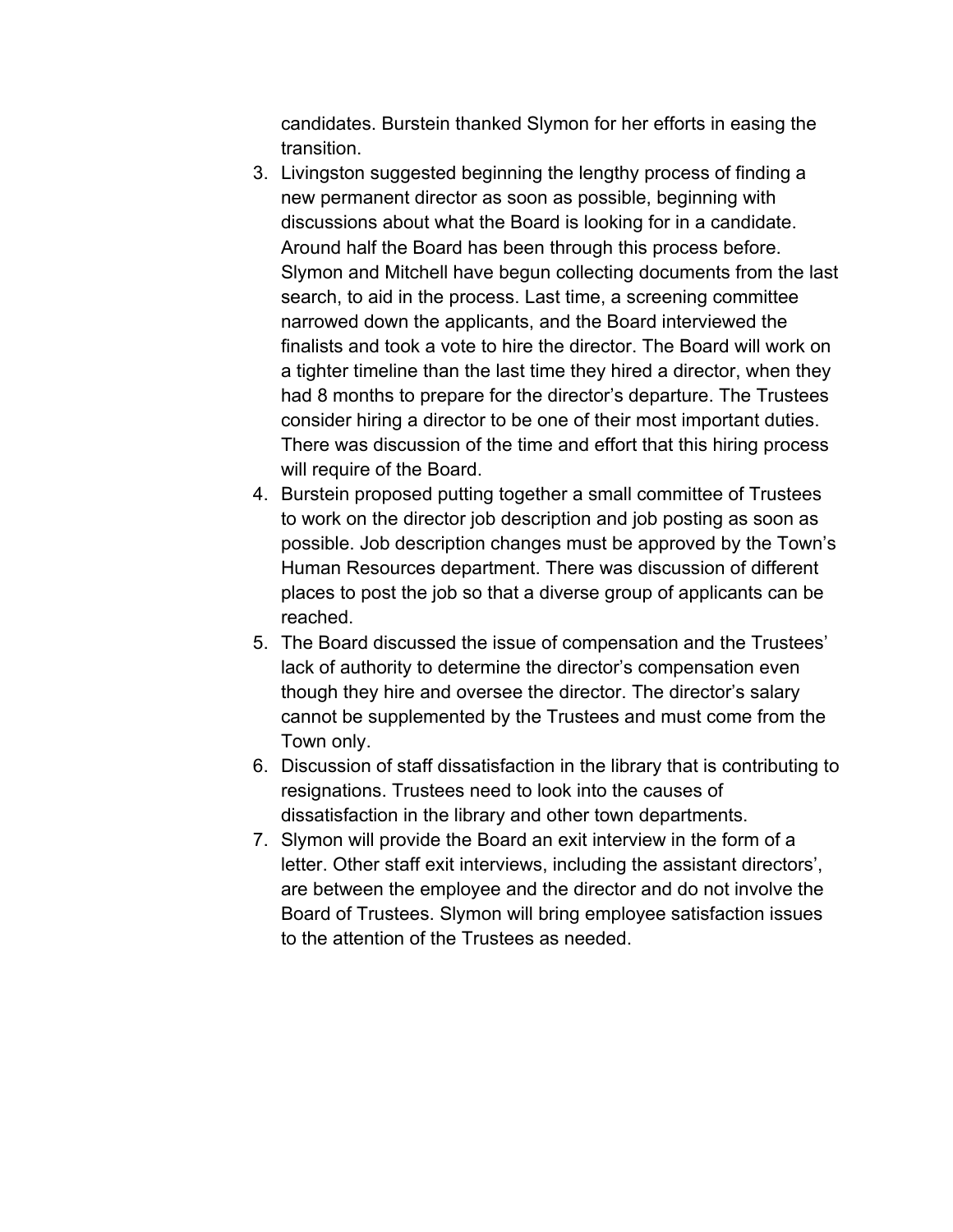candidates. Burstein thanked Slymon for her efforts in easing the transition.

3. Livingston suggested beginning the lengthy process of finding a new permanent director as soon as possible, beginning with discussions about what the Board is looking for in a candidate. Around half the Board has been through this process before. Slymon and Mitchell have begun collecting documents from the last search, to aid in the process. Last time, a screening committee narrowed down the applicants, and the Board interviewed the finalists and took a vote to hire the director. The Board will work on a tighter timeline than the last time they hired a director, when they had 8 months to prepare for the director's departure. The Trustees consider hiring a director to be one of their most important duties. There was discussion of the time and effort that this hiring process will require of the Board.
4. Burstein proposed putting together a small committee of Trustees to work on the director job description and job posting as soon as possible. Job description changes must be approved by the Town's Human Resources department. There was discussion of different places to post the job so that a diverse group of applicants can be reached.
5. The Board discussed the issue of compensation and the Trustees' lack of authority to determine the director's compensation even though they hire and oversee the director. The director's salary cannot be supplemented by the Trustees and must come from the Town only.
6. Discussion of staff dissatisfaction in the library that is contributing to resignations. Trustees need to look into the causes of dissatisfaction in the library and other town departments.
7. Slymon will provide the Board an exit interview in the form of a letter. Other staff exit interviews, including the assistant directors', are between the employee and the director and do not involve the Board of Trustees. Slymon will bring employee satisfaction issues to the attention of the Trustees as needed.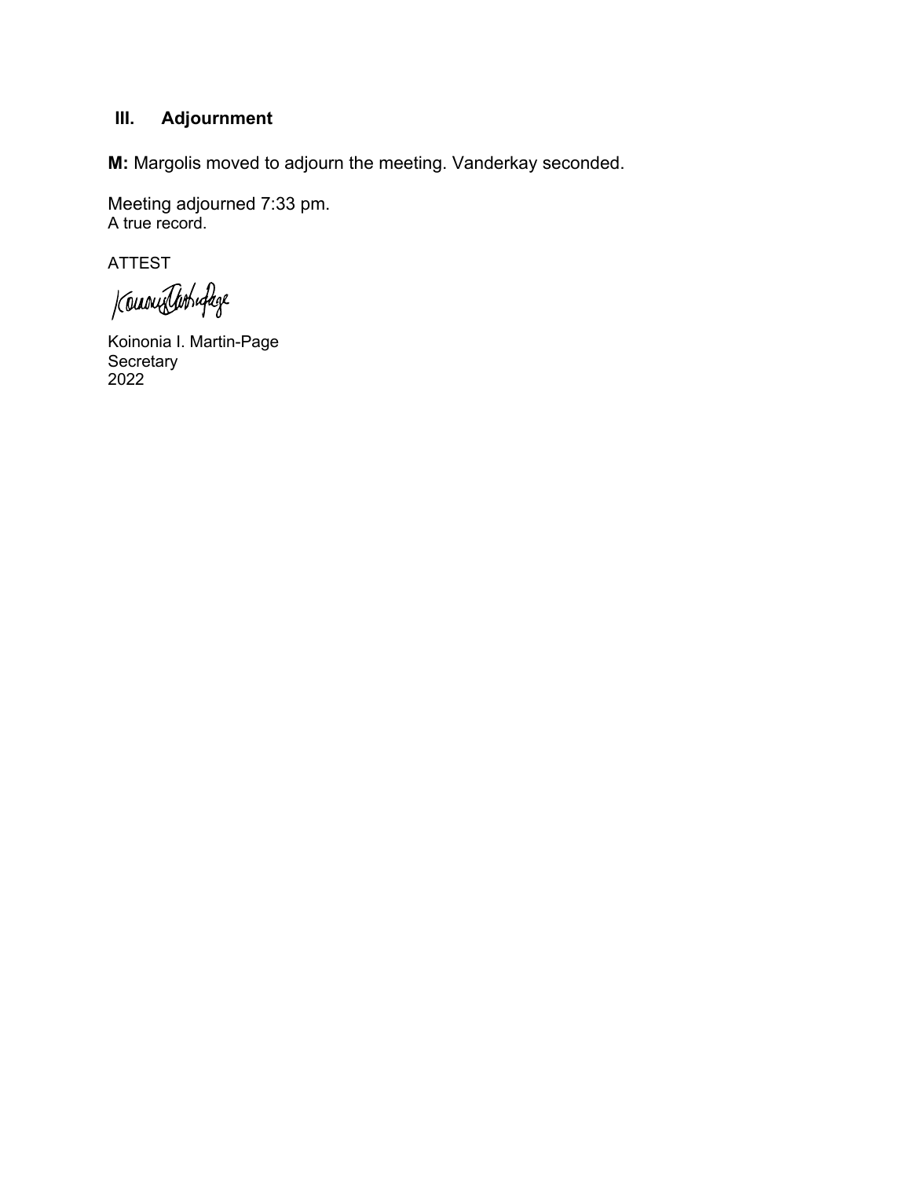## III. Adjournment

**M:** Margolis moved to adjourn the meeting. Vanderkay seconded.

Meeting adjourned 7:33 pm.
A true record.

ATTEST

Koinonia I. Martin-Page
Secretary
2022